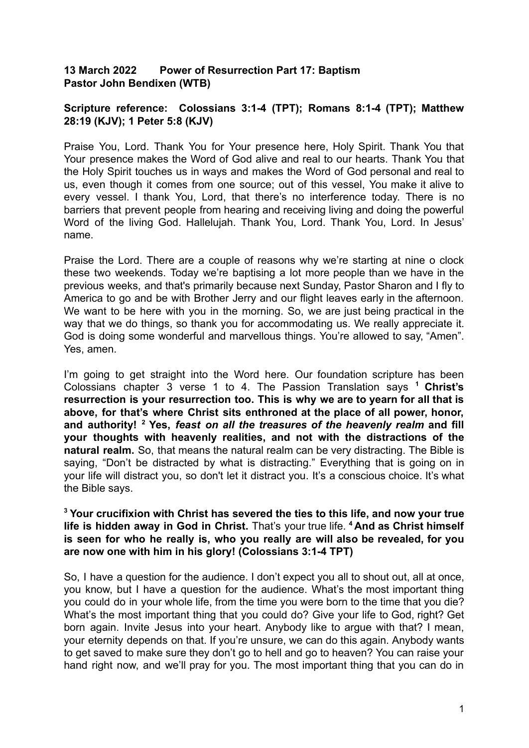**13 March 2022 Power of Resurrection Part 17: Baptism**
**Pastor John Bendixen (WTB)**

**Scripture reference: Colossians 3:1-4 (TPT); Romans 8:1-4 (TPT); Matthew 28:19 (KJV); 1 Peter 5:8 (KJV)**

Praise You, Lord. Thank You for Your presence here, Holy Spirit. Thank You that Your presence makes the Word of God alive and real to our hearts. Thank You that the Holy Spirit touches us in ways and makes the Word of God personal and real to us, even though it comes from one source; out of this vessel, You make it alive to every vessel. I thank You, Lord, that there's no interference today. There is no barriers that prevent people from hearing and receiving living and doing the powerful Word of the living God. Hallelujah. Thank You, Lord. Thank You, Lord. In Jesus' name.

Praise the Lord. There are a couple of reasons why we're starting at nine o clock these two weekends. Today we're baptising a lot more people than we have in the previous weeks, and that's primarily because next Sunday, Pastor Sharon and I fly to America to go and be with Brother Jerry and our flight leaves early in the afternoon. We want to be here with you in the morning. So, we are just being practical in the way that we do things, so thank you for accommodating us. We really appreciate it. God is doing some wonderful and marvellous things. You're allowed to say, "Amen". Yes, amen.

I'm going to get straight into the Word here. Our foundation scripture has been Colossians chapter 3 verse 1 to 4. The Passion Translation says [1] **Christ's resurrection is your resurrection too. This is why we are to yearn for all that is above, for that's where Christ sits enthroned at the place of all power, honor, and authority!** [2] **Yes,** ***feast on all the treasures of the heavenly realm*** **and fill your thoughts with heavenly realities, and not with the distractions of the natural realm.** So, that means the natural realm can be very distracting. The Bible is saying, "Don't be distracted by what is distracting." Everything that is going on in your life will distract you, so don't let it distract you. It's a conscious choice. It's what the Bible says.

[3] **Your crucifixion with Christ has severed the ties to this life, and now your true life is hidden away in God in Christ.** That's your true life. [4] **And as Christ himself is seen for who he really is, who you really are will also be revealed, for you are now one with him in his glory! (Colossians 3:1-4 TPT)**

So, I have a question for the audience. I don't expect you all to shout out, all at once, you know, but I have a question for the audience. What's the most important thing you could do in your whole life, from the time you were born to the time that you die? What's the most important thing that you could do? Give your life to God, right? Get born again. Invite Jesus into your heart. Anybody like to argue with that? I mean, your eternity depends on that. If you're unsure, we can do this again. Anybody wants to get saved to make sure they don't go to hell and go to heaven? You can raise your hand right now, and we'll pray for you. The most important thing that you can do in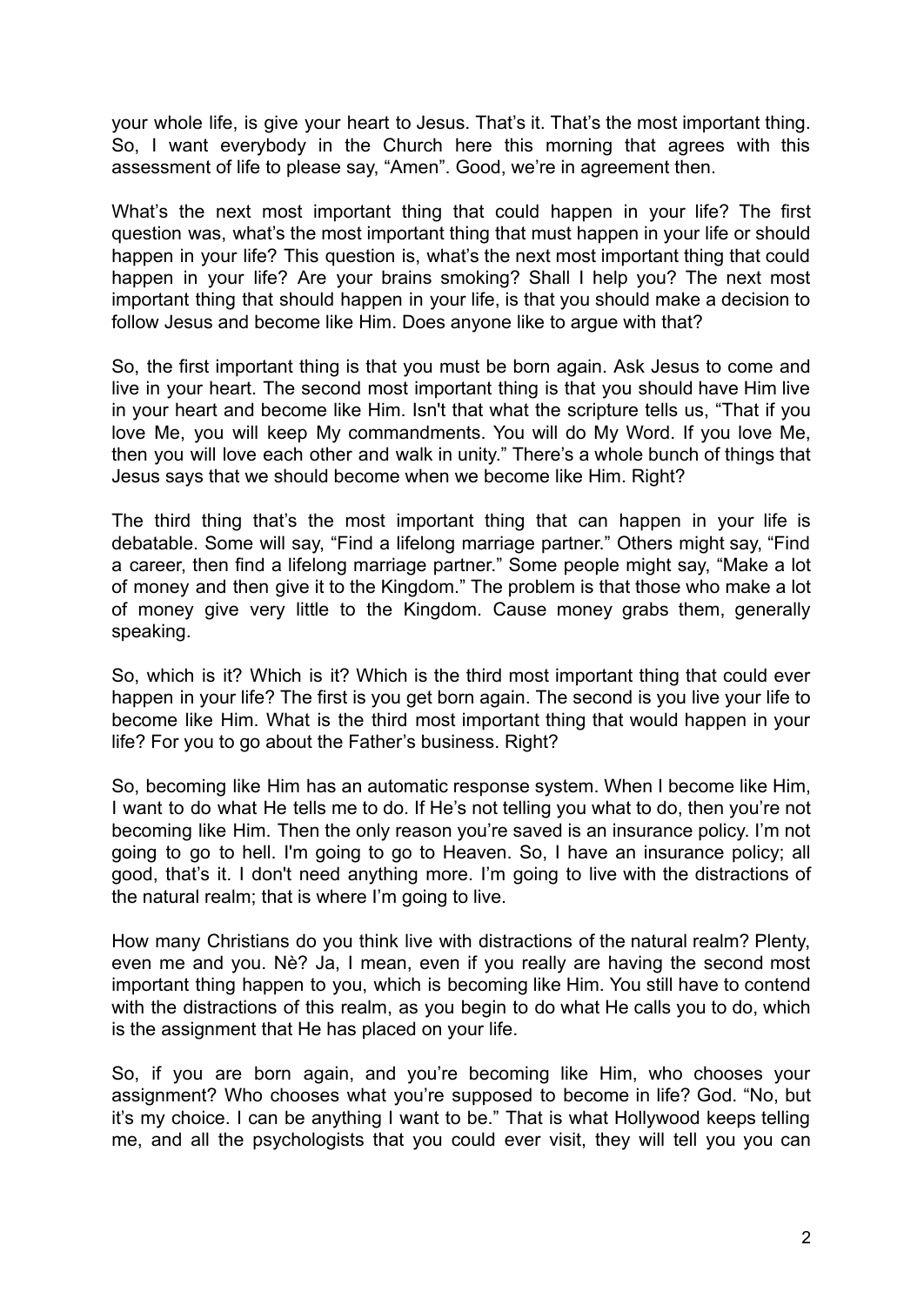your whole life, is give your heart to Jesus. That's it. That's the most important thing. So, I want everybody in the Church here this morning that agrees with this assessment of life to please say, "Amen". Good, we're in agreement then.

What's the next most important thing that could happen in your life? The first question was, what's the most important thing that must happen in your life or should happen in your life? This question is, what's the next most important thing that could happen in your life? Are your brains smoking? Shall I help you? The next most important thing that should happen in your life, is that you should make a decision to follow Jesus and become like Him. Does anyone like to argue with that?

So, the first important thing is that you must be born again. Ask Jesus to come and live in your heart. The second most important thing is that you should have Him live in your heart and become like Him. Isn't that what the scripture tells us, "That if you love Me, you will keep My commandments. You will do My Word. If you love Me, then you will love each other and walk in unity." There's a whole bunch of things that Jesus says that we should become when we become like Him. Right?

The third thing that's the most important thing that can happen in your life is debatable. Some will say, "Find a lifelong marriage partner." Others might say, "Find a career, then find a lifelong marriage partner." Some people might say, "Make a lot of money and then give it to the Kingdom." The problem is that those who make a lot of money give very little to the Kingdom. Cause money grabs them, generally speaking.

So, which is it? Which is it? Which is the third most important thing that could ever happen in your life? The first is you get born again. The second is you live your life to become like Him. What is the third most important thing that would happen in your life? For you to go about the Father's business. Right?

So, becoming like Him has an automatic response system. When I become like Him, I want to do what He tells me to do. If He's not telling you what to do, then you're not becoming like Him. Then the only reason you're saved is an insurance policy. I'm not going to go to hell. I'm going to go to Heaven. So, I have an insurance policy; all good, that's it. I don't need anything more. I'm going to live with the distractions of the natural realm; that is where I'm going to live.

How many Christians do you think live with distractions of the natural realm? Plenty, even me and you. Nè? Ja, I mean, even if you really are having the second most important thing happen to you, which is becoming like Him. You still have to contend with the distractions of this realm, as you begin to do what He calls you to do, which is the assignment that He has placed on your life.

So, if you are born again, and you're becoming like Him, who chooses your assignment? Who chooses what you're supposed to become in life? God. "No, but it's my choice. I can be anything I want to be." That is what Hollywood keeps telling me, and all the psychologists that you could ever visit, they will tell you you can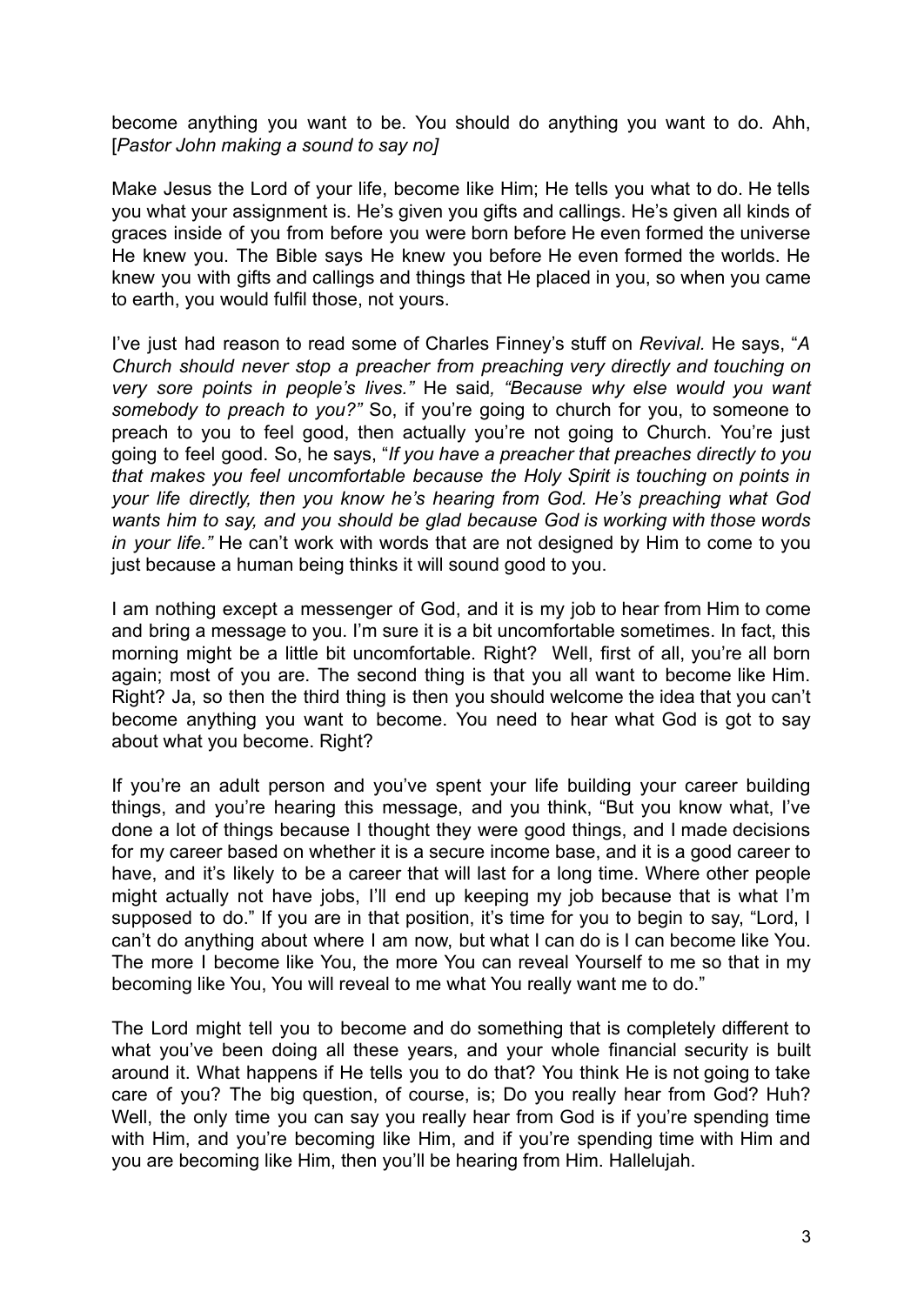become anything you want to be. You should do anything you want to do. Ahh, [*Pastor John making a sound to say no]*

Make Jesus the Lord of your life, become like Him; He tells you what to do. He tells you what your assignment is. He's given you gifts and callings. He's given all kinds of graces inside of you from before you were born before He even formed the universe He knew you. The Bible says He knew you before He even formed the worlds. He knew you with gifts and callings and things that He placed in you, so when you came to earth, you would fulfil those, not yours.

I've just had reason to read some of Charles Finney's stuff on *Revival*. He says, "*A Church should never stop a preacher from preaching very directly and touching on very sore points in people's lives."* He said*, "Because why else would you want somebody to preach to you?"* So, if you're going to church for you, to someone to preach to you to feel good, then actually you're not going to Church. You're just going to feel good. So, he says, "*If you have a preacher that preaches directly to you that makes you feel uncomfortable because the Holy Spirit is touching on points in your life directly, then you know he's hearing from God. He's preaching what God wants him to say, and you should be glad because God is working with those words in your life."* He can't work with words that are not designed by Him to come to you just because a human being thinks it will sound good to you.

I am nothing except a messenger of God, and it is my job to hear from Him to come and bring a message to you. I'm sure it is a bit uncomfortable sometimes. In fact, this morning might be a little bit uncomfortable. Right? Well, first of all, you're all born again; most of you are. The second thing is that you all want to become like Him. Right? Ja, so then the third thing is then you should welcome the idea that you can't become anything you want to become. You need to hear what God is got to say about what you become. Right?

If you're an adult person and you've spent your life building your career building things, and you're hearing this message, and you think, "But you know what, I've done a lot of things because I thought they were good things, and I made decisions for my career based on whether it is a secure income base, and it is a good career to have, and it's likely to be a career that will last for a long time. Where other people might actually not have jobs, I'll end up keeping my job because that is what I'm supposed to do." If you are in that position, it's time for you to begin to say, "Lord, I can't do anything about where I am now, but what I can do is I can become like You. The more I become like You, the more You can reveal Yourself to me so that in my becoming like You, You will reveal to me what You really want me to do."

The Lord might tell you to become and do something that is completely different to what you've been doing all these years, and your whole financial security is built around it. What happens if He tells you to do that? You think He is not going to take care of you? The big question, of course, is; Do you really hear from God? Huh? Well, the only time you can say you really hear from God is if you're spending time with Him, and you're becoming like Him, and if you're spending time with Him and you are becoming like Him, then you'll be hearing from Him. Hallelujah.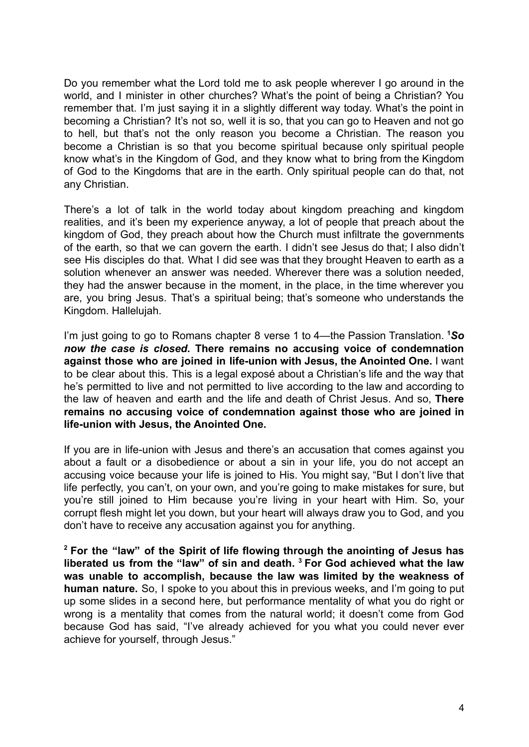Do you remember what the Lord told me to ask people wherever I go around in the world, and I minister in other churches? What's the point of being a Christian? You remember that. I'm just saying it in a slightly different way today. What's the point in becoming a Christian? It's not so, well it is so, that you can go to Heaven and not go to hell, but that's not the only reason you become a Christian. The reason you become a Christian is so that you become spiritual because only spiritual people know what's in the Kingdom of God, and they know what to bring from the Kingdom of God to the Kingdoms that are in the earth. Only spiritual people can do that, not any Christian.

There's a lot of talk in the world today about kingdom preaching and kingdom realities, and it's been my experience anyway, a lot of people that preach about the kingdom of God, they preach about how the Church must infiltrate the governments of the earth, so that we can govern the earth. I didn't see Jesus do that; I also didn't see His disciples do that. What I did see was that they brought Heaven to earth as a solution whenever an answer was needed. Wherever there was a solution needed, they had the answer because in the moment, in the place, in the time wherever you are, you bring Jesus. That's a spiritual being; that's someone who understands the Kingdom. Hallelujah.

I'm just going to go to Romans chapter 8 verse 1 to 4—the Passion Translation. **[1]*So now the case is closed*. There remains no accusing voice of condemnation against those who are joined in life-union with Jesus, the Anointed One.** I want to be clear about this. This is a legal exposé about a Christian's life and the way that he's permitted to live and not permitted to live according to the law and according to the law of heaven and earth and the life and death of Christ Jesus. And so, **There remains no accusing voice of condemnation against those who are joined in life-union with Jesus, the Anointed One.**

If you are in life-union with Jesus and there's an accusation that comes against you about a fault or a disobedience or about a sin in your life, you do not accept an accusing voice because your life is joined to His. You might say, "But I don't live that life perfectly, you can't, on your own, and you're going to make mistakes for sure, but you're still joined to Him because you're living in your heart with Him. So, your corrupt flesh might let you down, but your heart will always draw you to God, and you don't have to receive any accusation against you for anything.

**[2] For the "law" of the Spirit of life flowing through the anointing of Jesus has liberated us from the "law" of sin and death. [3] For God achieved what the law was unable to accomplish, because the law was limited by the weakness of human nature.** So, I spoke to you about this in previous weeks, and I'm going to put up some slides in a second here, but performance mentality of what you do right or wrong is a mentality that comes from the natural world; it doesn't come from God because God has said, "I've already achieved for you what you could never ever achieve for yourself, through Jesus."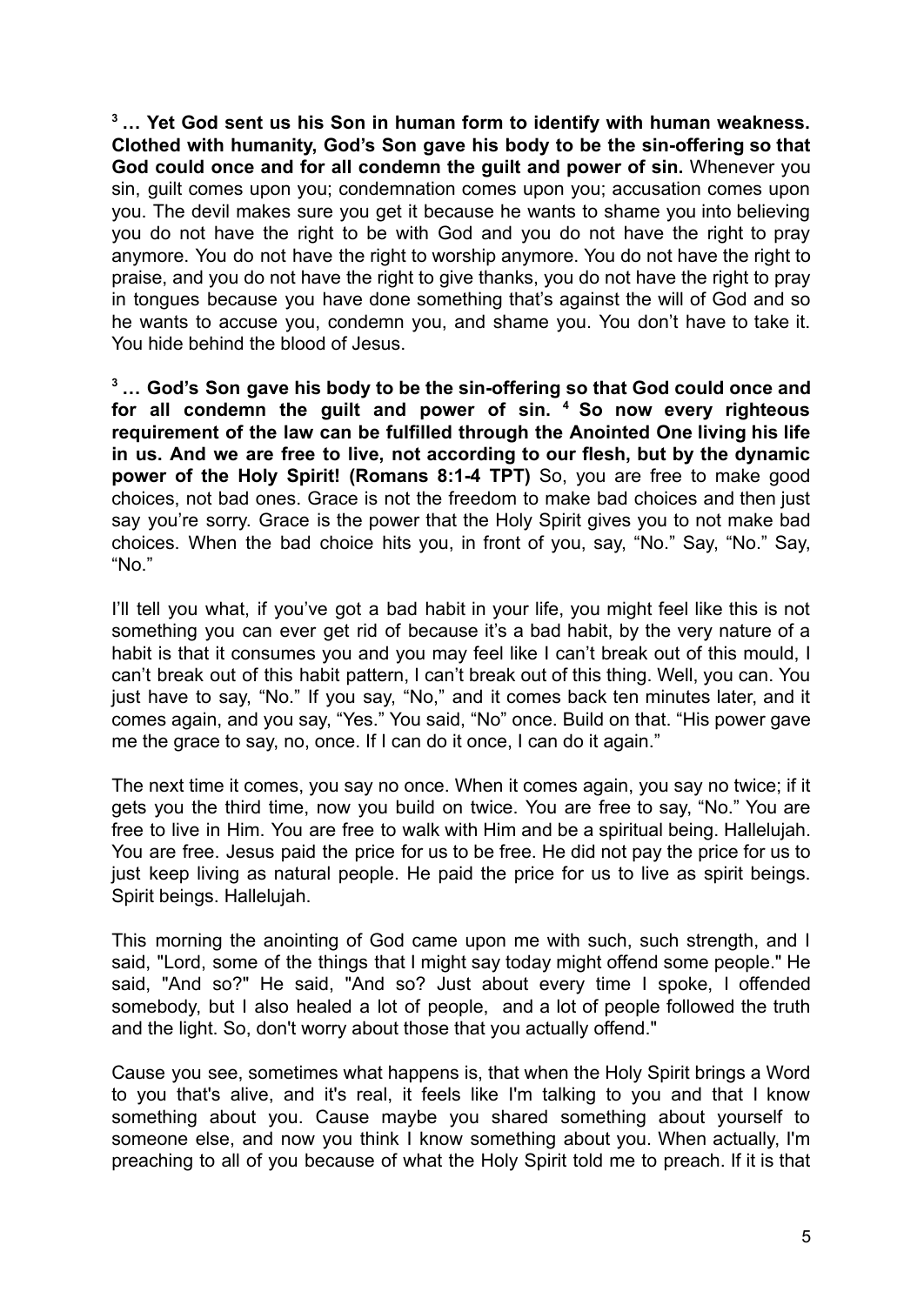[3] **… Yet God sent us his Son in human form to identify with human weakness. Clothed with humanity, God's Son gave his body to be the sin-offering so that God could once and for all condemn the guilt and power of sin.** Whenever you sin, guilt comes upon you; condemnation comes upon you; accusation comes upon you. The devil makes sure you get it because he wants to shame you into believing you do not have the right to be with God and you do not have the right to pray anymore. You do not have the right to worship anymore. You do not have the right to praise, and you do not have the right to give thanks, you do not have the right to pray in tongues because you have done something that's against the will of God and so he wants to accuse you, condemn you, and shame you. You don't have to take it. You hide behind the blood of Jesus.

[3] **… God's Son gave his body to be the sin-offering so that God could once and for all condemn the guilt and power of sin. [4] So now every righteous requirement of the law can be fulfilled through the Anointed One living his life in us. And we are free to live, not according to our flesh, but by the dynamic power of the Holy Spirit! (Romans 8:1-4 TPT)** So, you are free to make good choices, not bad ones. Grace is not the freedom to make bad choices and then just say you're sorry. Grace is the power that the Holy Spirit gives you to not make bad choices. When the bad choice hits you, in front of you, say, "No." Say, "No." Say, "No."

I'll tell you what, if you've got a bad habit in your life, you might feel like this is not something you can ever get rid of because it's a bad habit, by the very nature of a habit is that it consumes you and you may feel like I can't break out of this mould, I can't break out of this habit pattern, I can't break out of this thing. Well, you can. You just have to say, "No." If you say, "No," and it comes back ten minutes later, and it comes again, and you say, "Yes." You said, "No" once. Build on that. "His power gave me the grace to say, no, once. If I can do it once, I can do it again."

The next time it comes, you say no once. When it comes again, you say no twice; if it gets you the third time, now you build on twice. You are free to say, "No." You are free to live in Him. You are free to walk with Him and be a spiritual being. Hallelujah. You are free. Jesus paid the price for us to be free. He did not pay the price for us to just keep living as natural people. He paid the price for us to live as spirit beings. Spirit beings. Hallelujah.

This morning the anointing of God came upon me with such, such strength, and I said, "Lord, some of the things that I might say today might offend some people." He said, "And so?" He said, "And so? Just about every time I spoke, I offended somebody, but I also healed a lot of people, and a lot of people followed the truth and the light. So, don't worry about those that you actually offend."

Cause you see, sometimes what happens is, that when the Holy Spirit brings a Word to you that's alive, and it's real, it feels like I'm talking to you and that I know something about you. Cause maybe you shared something about yourself to someone else, and now you think I know something about you. When actually, I'm preaching to all of you because of what the Holy Spirit told me to preach. If it is that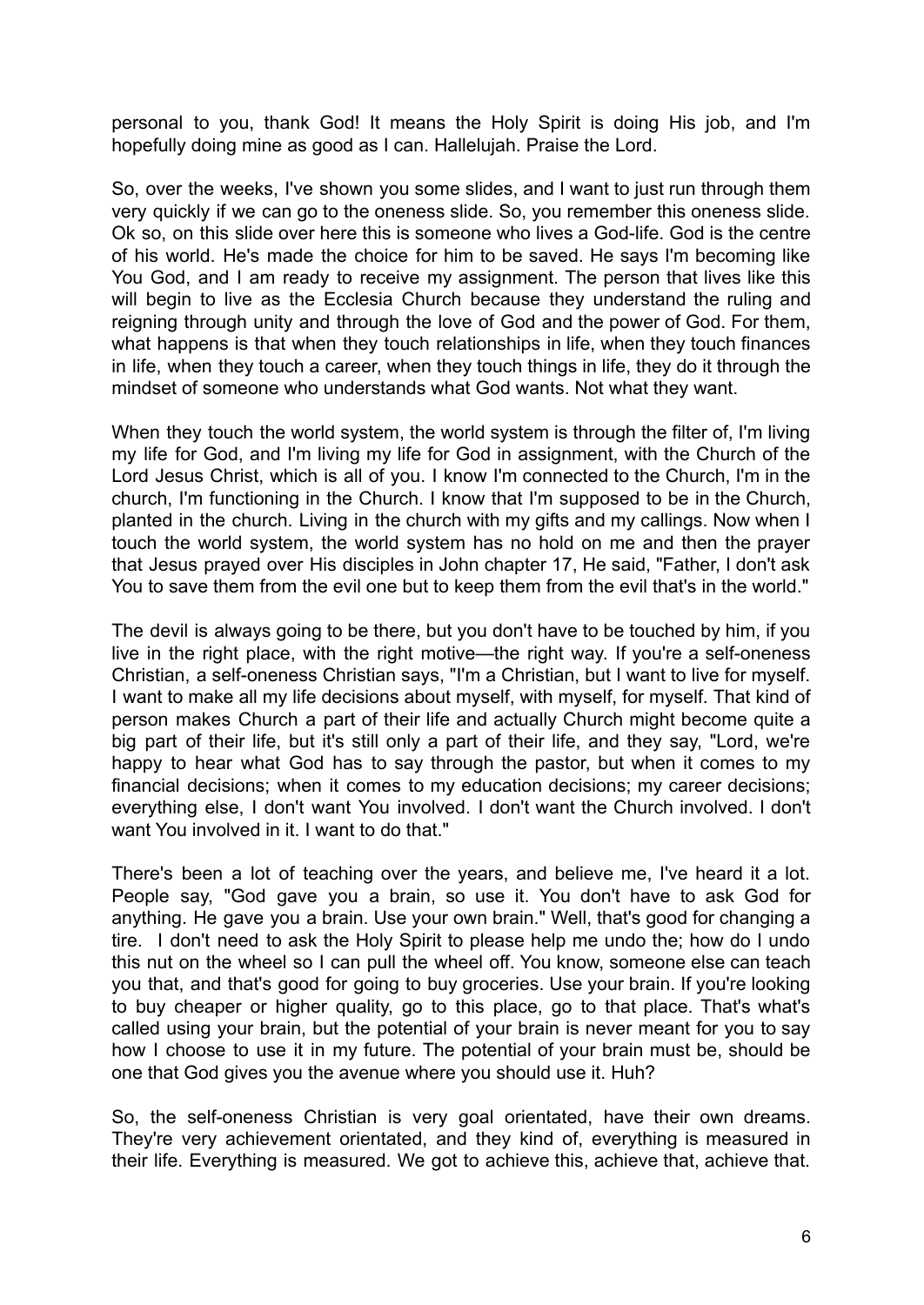personal to you, thank God! It means the Holy Spirit is doing His job, and I'm hopefully doing mine as good as I can. Hallelujah. Praise the Lord.

So, over the weeks, I've shown you some slides, and I want to just run through them very quickly if we can go to the oneness slide. So, you remember this oneness slide. Ok so, on this slide over here this is someone who lives a God-life. God is the centre of his world. He's made the choice for him to be saved. He says I'm becoming like You God, and I am ready to receive my assignment. The person that lives like this will begin to live as the Ecclesia Church because they understand the ruling and reigning through unity and through the love of God and the power of God. For them, what happens is that when they touch relationships in life, when they touch finances in life, when they touch a career, when they touch things in life, they do it through the mindset of someone who understands what God wants. Not what they want.

When they touch the world system, the world system is through the filter of, I'm living my life for God, and I'm living my life for God in assignment, with the Church of the Lord Jesus Christ, which is all of you. I know I'm connected to the Church, I'm in the church, I'm functioning in the Church. I know that I'm supposed to be in the Church, planted in the church. Living in the church with my gifts and my callings. Now when I touch the world system, the world system has no hold on me and then the prayer that Jesus prayed over His disciples in John chapter 17, He said, "Father, I don't ask You to save them from the evil one but to keep them from the evil that's in the world."

The devil is always going to be there, but you don't have to be touched by him, if you live in the right place, with the right motive—the right way. If you're a self-oneness Christian, a self-oneness Christian says, "I'm a Christian, but I want to live for myself. I want to make all my life decisions about myself, with myself, for myself. That kind of person makes Church a part of their life and actually Church might become quite a big part of their life, but it's still only a part of their life, and they say, "Lord, we're happy to hear what God has to say through the pastor, but when it comes to my financial decisions; when it comes to my education decisions; my career decisions; everything else, I don't want You involved. I don't want the Church involved. I don't want You involved in it. I want to do that."

There's been a lot of teaching over the years, and believe me, I've heard it a lot. People say, "God gave you a brain, so use it. You don't have to ask God for anything. He gave you a brain. Use your own brain." Well, that's good for changing a tire. I don't need to ask the Holy Spirit to please help me undo the; how do I undo this nut on the wheel so I can pull the wheel off. You know, someone else can teach you that, and that's good for going to buy groceries. Use your brain. If you're looking to buy cheaper or higher quality, go to this place, go to that place. That's what's called using your brain, but the potential of your brain is never meant for you to say how I choose to use it in my future. The potential of your brain must be, should be one that God gives you the avenue where you should use it. Huh?

So, the self-oneness Christian is very goal orientated, have their own dreams. They're very achievement orientated, and they kind of, everything is measured in their life. Everything is measured. We got to achieve this, achieve that, achieve that.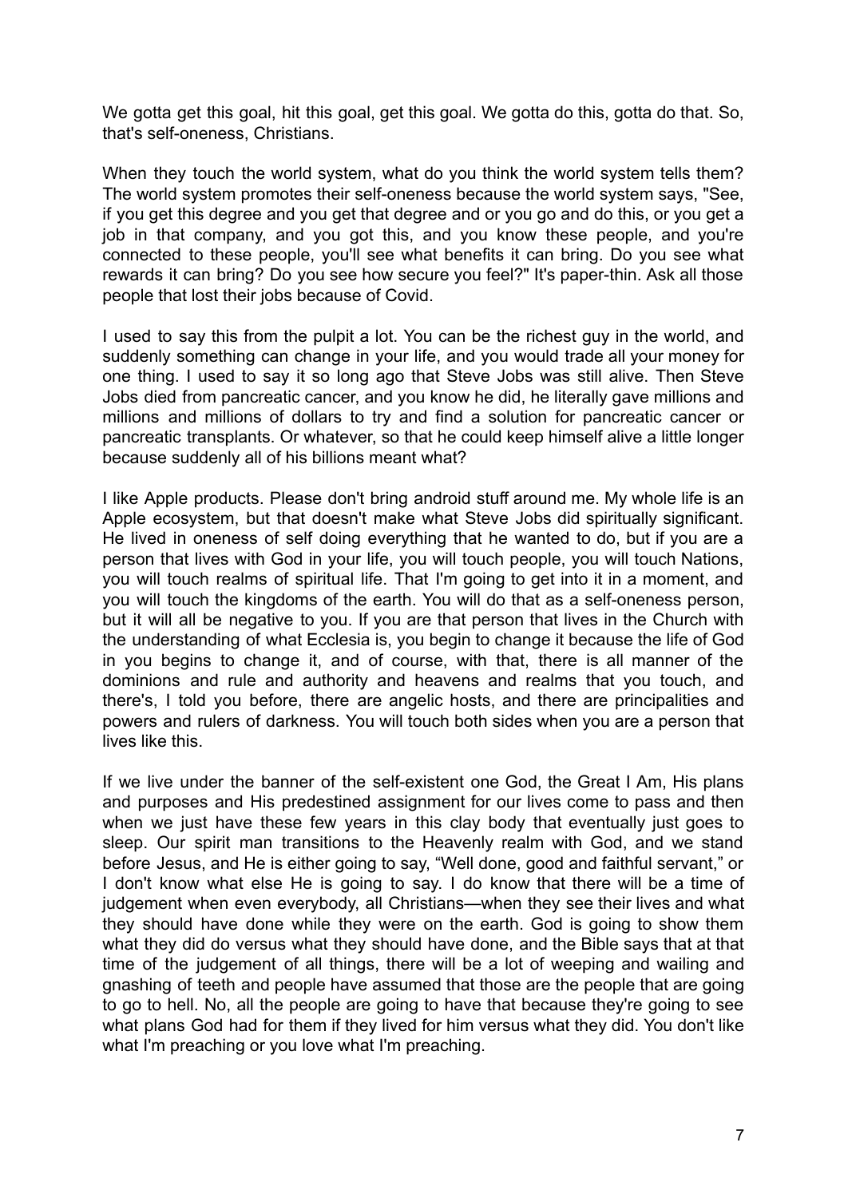We gotta get this goal, hit this goal, get this goal. We gotta do this, gotta do that. So, that's self-oneness, Christians.

When they touch the world system, what do you think the world system tells them? The world system promotes their self-oneness because the world system says, "See, if you get this degree and you get that degree and or you go and do this, or you get a job in that company, and you got this, and you know these people, and you're connected to these people, you'll see what benefits it can bring. Do you see what rewards it can bring? Do you see how secure you feel?" It's paper-thin. Ask all those people that lost their jobs because of Covid.

I used to say this from the pulpit a lot. You can be the richest guy in the world, and suddenly something can change in your life, and you would trade all your money for one thing. I used to say it so long ago that Steve Jobs was still alive. Then Steve Jobs died from pancreatic cancer, and you know he did, he literally gave millions and millions and millions of dollars to try and find a solution for pancreatic cancer or pancreatic transplants. Or whatever, so that he could keep himself alive a little longer because suddenly all of his billions meant what?

I like Apple products. Please don't bring android stuff around me. My whole life is an Apple ecosystem, but that doesn't make what Steve Jobs did spiritually significant. He lived in oneness of self doing everything that he wanted to do, but if you are a person that lives with God in your life, you will touch people, you will touch Nations, you will touch realms of spiritual life. That I'm going to get into it in a moment, and you will touch the kingdoms of the earth. You will do that as a self-oneness person, but it will all be negative to you. If you are that person that lives in the Church with the understanding of what Ecclesia is, you begin to change it because the life of God in you begins to change it, and of course, with that, there is all manner of the dominions and rule and authority and heavens and realms that you touch, and there's, I told you before, there are angelic hosts, and there are principalities and powers and rulers of darkness. You will touch both sides when you are a person that lives like this.

If we live under the banner of the self-existent one God, the Great I Am, His plans and purposes and His predestined assignment for our lives come to pass and then when we just have these few years in this clay body that eventually just goes to sleep. Our spirit man transitions to the Heavenly realm with God, and we stand before Jesus, and He is either going to say, "Well done, good and faithful servant," or I don't know what else He is going to say. I do know that there will be a time of judgement when even everybody, all Christians—when they see their lives and what they should have done while they were on the earth. God is going to show them what they did do versus what they should have done, and the Bible says that at that time of the judgement of all things, there will be a lot of weeping and wailing and gnashing of teeth and people have assumed that those are the people that are going to go to hell. No, all the people are going to have that because they're going to see what plans God had for them if they lived for him versus what they did. You don't like what I'm preaching or you love what I'm preaching.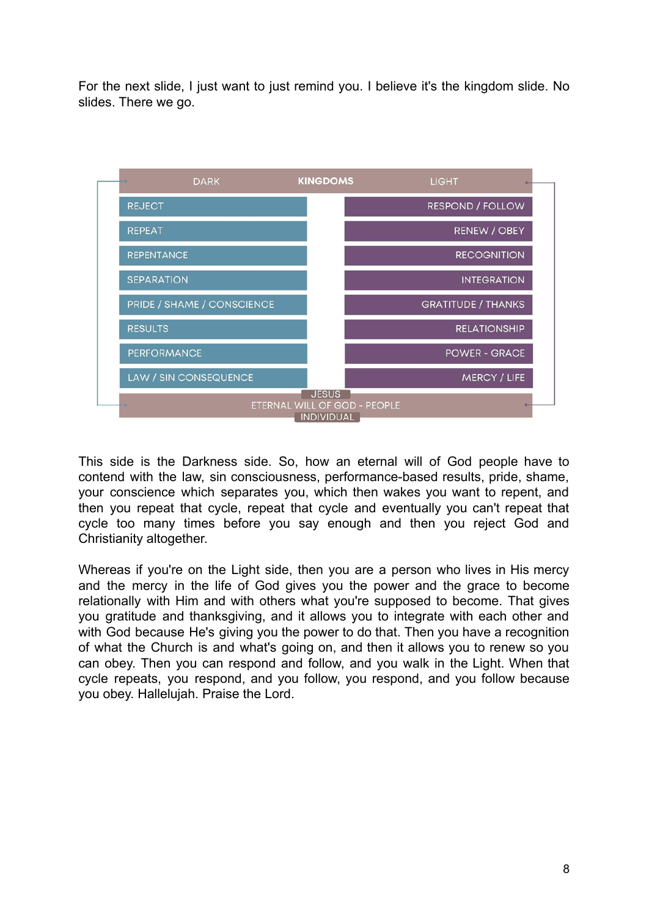For the next slide, I just want to just remind you. I believe it's the kingdom slide. No slides. There we go.

| DARK | KINGDOMS | LIGHT |
|---|---|---|
| REJECT | | RESPOND / FOLLOW |
| REPEAT | | RENEW / OBEY |
| REPENTANCE | | RECOGNITION |
| SEPARATION | | INTEGRATION |
| PRIDE / SHAME / CONSCIENCE | | GRATITUDE / THANKS |
| RESULTS | | RELATIONSHIP |
| PERFORMANCE | | POWER - GRACE |
| LAW / SIN CONSEQUENCE | | MERCY / LIFE |
| | JESUS | |
| | ETERNAL WILL OF GOD - PEOPLE | |
| | INDIVIDUAL | |

This side is the Darkness side. So, how an eternal will of God people have to contend with the law, sin consciousness, performance-based results, pride, shame, your conscience which separates you, which then wakes you want to repent, and then you repeat that cycle, repeat that cycle and eventually you can't repeat that cycle too many times before you say enough and then you reject God and Christianity altogether.

Whereas if you're on the Light side, then you are a person who lives in His mercy and the mercy in the life of God gives you the power and the grace to become relationally with Him and with others what you're supposed to become. That gives you gratitude and thanksgiving, and it allows you to integrate with each other and with God because He's giving you the power to do that. Then you have a recognition of what the Church is and what's going on, and then it allows you to renew so you can obey. Then you can respond and follow, and you walk in the Light. When that cycle repeats, you respond, and you follow, you respond, and you follow because you obey. Hallelujah. Praise the Lord.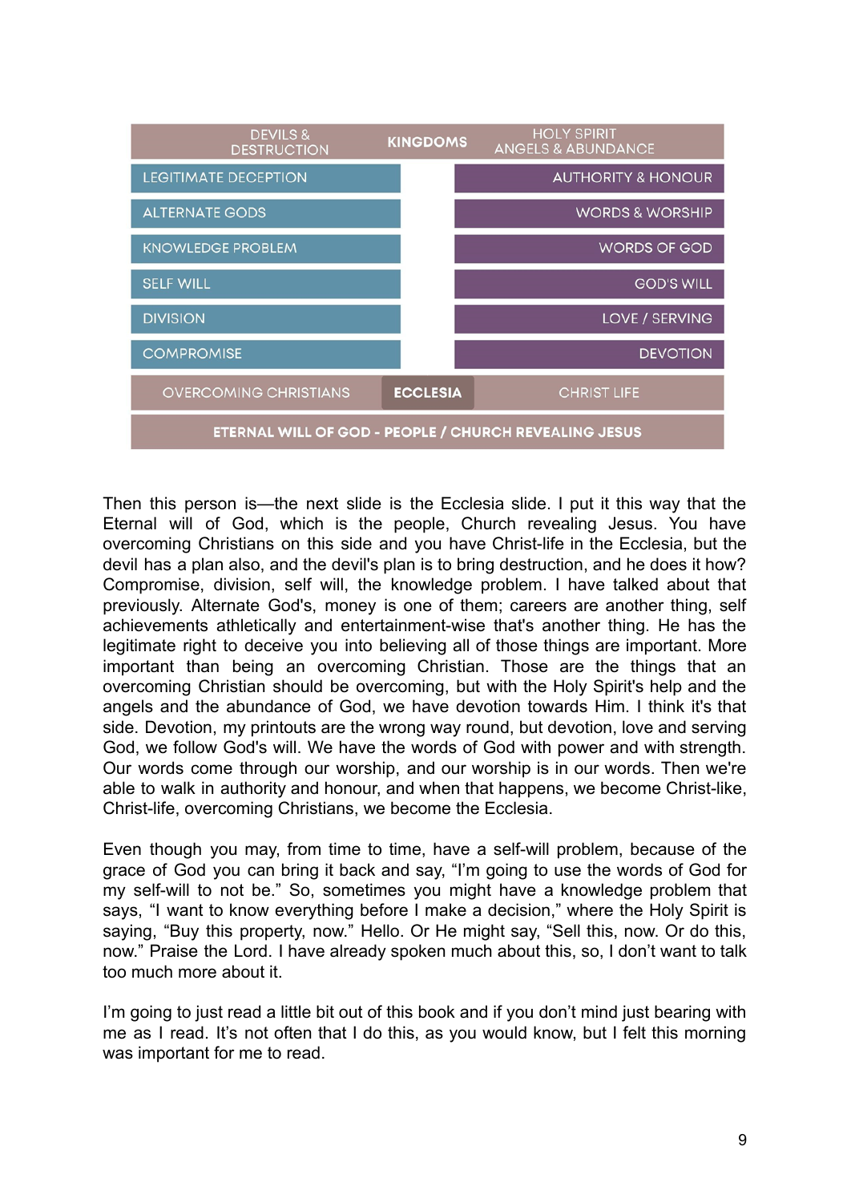| DEVILS & DESTRUCTION | KINGDOMS | HOLY SPIRIT ANGELS & ABUNDANCE |
|---|---|---|
| LEGITIMATE DECEPTION | | AUTHORITY & HONOUR |
| ALTERNATE GODS | | WORDS & WORSHIP |
| KNOWLEDGE PROBLEM | | WORDS OF GOD |
| SELF WILL | | GOD'S WILL |
| DIVISION | | LOVE / SERVING |
| COMPROMISE | | DEVOTION |
| OVERCOMING CHRISTIANS | ECCLESIA | CHRIST LIFE |
| ETERNAL WILL OF GOD - PEOPLE / CHURCH REVEALING JESUS | | |

Then this person is—the next slide is the Ecclesia slide. I put it this way that the Eternal will of God, which is the people, Church revealing Jesus. You have overcoming Christians on this side and you have Christ-life in the Ecclesia, but the devil has a plan also, and the devil's plan is to bring destruction, and he does it how? Compromise, division, self will, the knowledge problem. I have talked about that previously. Alternate God's, money is one of them; careers are another thing, self achievements athletically and entertainment-wise that's another thing. He has the legitimate right to deceive you into believing all of those things are important. More important than being an overcoming Christian. Those are the things that an overcoming Christian should be overcoming, but with the Holy Spirit's help and the angels and the abundance of God, we have devotion towards Him. I think it's that side. Devotion, my printouts are the wrong way round, but devotion, love and serving God, we follow God's will. We have the words of God with power and with strength. Our words come through our worship, and our worship is in our words. Then we're able to walk in authority and honour, and when that happens, we become Christ-like, Christ-life, overcoming Christians, we become the Ecclesia.

Even though you may, from time to time, have a self-will problem, because of the grace of God you can bring it back and say, "I'm going to use the words of God for my self-will to not be." So, sometimes you might have a knowledge problem that says, "I want to know everything before I make a decision," where the Holy Spirit is saying, "Buy this property, now." Hello. Or He might say, "Sell this, now. Or do this, now." Praise the Lord. I have already spoken much about this, so, I don't want to talk too much more about it.

I'm going to just read a little bit out of this book and if you don't mind just bearing with me as I read. It's not often that I do this, as you would know, but I felt this morning was important for me to read.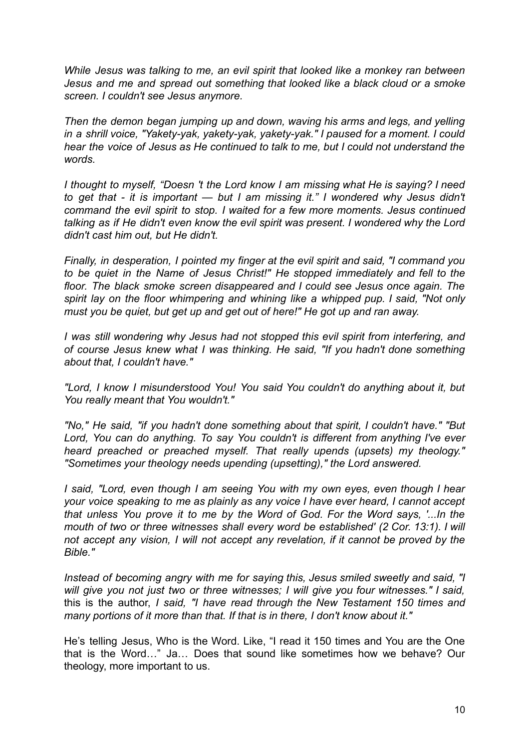*While Jesus was talking to me, an evil spirit that looked like a monkey ran between Jesus and me and spread out something that looked like a black cloud or a smoke screen. I couldn't see Jesus anymore.*

*Then the demon began jumping up and down, waving his arms and legs, and yelling in a shrill voice, "Yakety-yak, yakety-yak, yakety-yak." I paused for a moment. I could hear the voice of Jesus as He continued to talk to me, but I could not understand the words.*

*I thought to myself, "Doesn 't the Lord know I am missing what He is saying? I need to get that - it is important — but I am missing it." I wondered why Jesus didn't command the evil spirit to stop. I waited for a few more moments. Jesus continued talking as if He didn't even know the evil spirit was present. I wondered why the Lord didn't cast him out, but He didn't.*

*Finally, in desperation, I pointed my finger at the evil spirit and said, "I command you to be quiet in the Name of Jesus Christ!" He stopped immediately and fell to the floor. The black smoke screen disappeared and I could see Jesus once again. The spirit lay on the floor whimpering and whining like a whipped pup. I said, "Not only must you be quiet, but get up and get out of here!" He got up and ran away.*

*I was still wondering why Jesus had not stopped this evil spirit from interfering, and of course Jesus knew what I was thinking. He said, "If you hadn't done something about that, I couldn't have."*

*"Lord, I know I misunderstood You! You said You couldn't do anything about it, but You really meant that You wouldn't."*

*"No," He said, "if you hadn't done something about that spirit, I couldn't have." "But Lord, You can do anything. To say You couldn't is different from anything I've ever heard preached or preached myself. That really upends (upsets) my theology." "Sometimes your theology needs upending (upsetting)," the Lord answered.*

*I said, "Lord, even though I am seeing You with my own eyes, even though I hear your voice speaking to me as plainly as any voice I have ever heard, I cannot accept that unless You prove it to me by the Word of God. For the Word says, '...In the mouth of two or three witnesses shall every word be established' (2 Cor. 13:1). I will not accept any vision, I will not accept any revelation, if it cannot be proved by the Bible."*

*Instead of becoming angry with me for saying this, Jesus smiled sweetly and said, "I will give you not just two or three witnesses; I will give you four witnesses." I said,* this is the author, *I said, "I have read through the New Testament 150 times and many portions of it more than that. If that is in there, I don't know about it."*

He's telling Jesus, Who is the Word. Like, "I read it 150 times and You are the One that is the Word…" Ja… Does that sound like sometimes how we behave? Our theology, more important to us.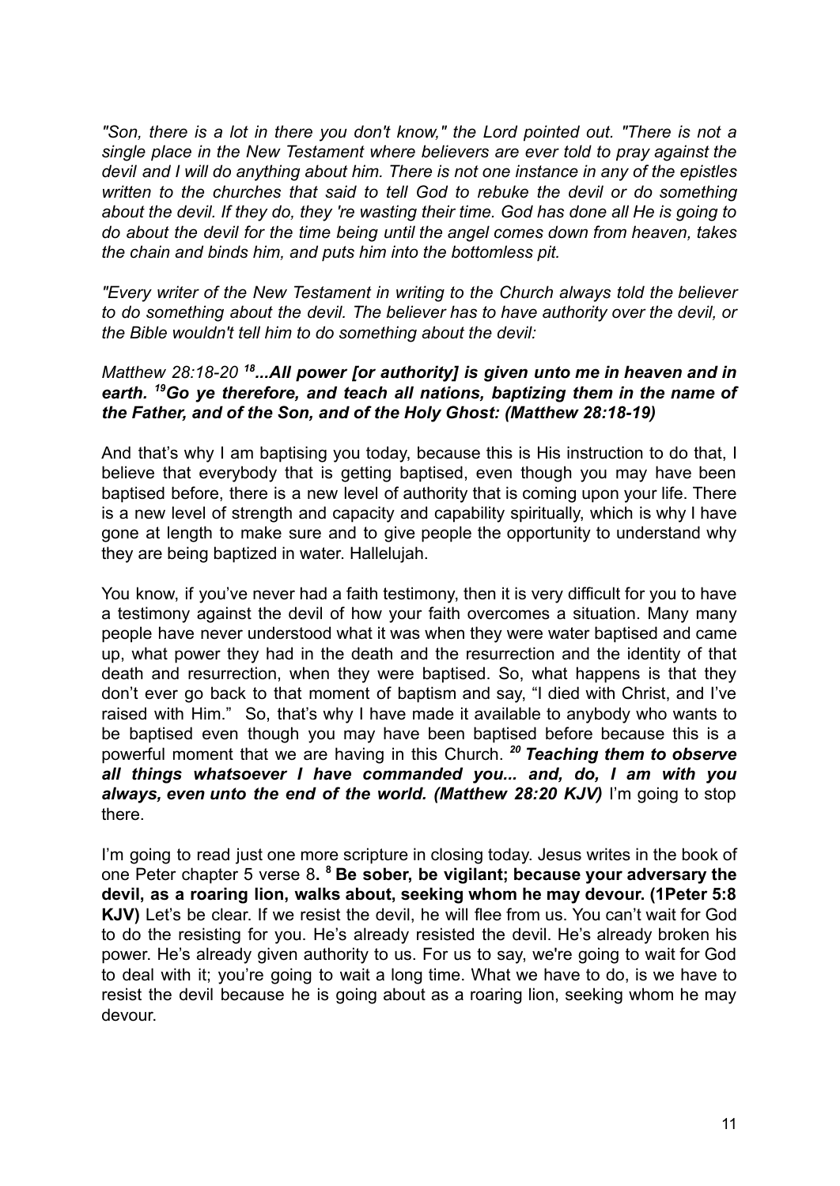*"Son, there is a lot in there you don't know," the Lord pointed out. "There is not a single place in the New Testament where believers are ever told to pray against the devil and I will do anything about him. There is not one instance in any of the epistles written to the churches that said to tell God to rebuke the devil or do something about the devil. If they do, they 're wasting their time. God has done all He is going to do about the devil for the time being until the angel comes down from heaven, takes the chain and binds him, and puts him into the bottomless pit.*

*"Every writer of the New Testament in writing to the Church always told the believer to do something about the devil. The believer has to have authority over the devil, or the Bible wouldn't tell him to do something about the devil:*

*Matthew 28:18-20* ***[18]...All power [or authority] is given unto me in heaven and in earth. [19]Go ye therefore, and teach all nations, baptizing them in the name of the Father, and of the Son, and of the Holy Ghost: (Matthew 28:18-19)***

And that's why I am baptising you today, because this is His instruction to do that, I believe that everybody that is getting baptised, even though you may have been baptised before, there is a new level of authority that is coming upon your life. There is a new level of strength and capacity and capability spiritually, which is why I have gone at length to make sure and to give people the opportunity to understand why they are being baptized in water. Hallelujah.

You know, if you've never had a faith testimony, then it is very difficult for you to have a testimony against the devil of how your faith overcomes a situation. Many many people have never understood what it was when they were water baptised and came up, what power they had in the death and the resurrection and the identity of that death and resurrection, when they were baptised. So, what happens is that they don't ever go back to that moment of baptism and say, "I died with Christ, and I've raised with Him." So, that's why I have made it available to anybody who wants to be baptised even though you may have been baptised before because this is a powerful moment that we are having in this Church. ***[20] Teaching them to observe all things whatsoever I have commanded you... and, do, I am with you always, even unto the end of the world. (Matthew 28:20 KJV)*** I'm going to stop there.

I'm going to read just one more scripture in closing today. Jesus writes in the book of one Peter chapter 5 verse 8**. [8] Be sober, be vigilant; because your adversary the devil, as a roaring lion, walks about, seeking whom he may devour. (1Peter 5:8 KJV)** Let's be clear. If we resist the devil, he will flee from us. You can't wait for God to do the resisting for you. He's already resisted the devil. He's already broken his power. He's already given authority to us. For us to say, we're going to wait for God to deal with it; you're going to wait a long time. What we have to do, is we have to resist the devil because he is going about as a roaring lion, seeking whom he may devour.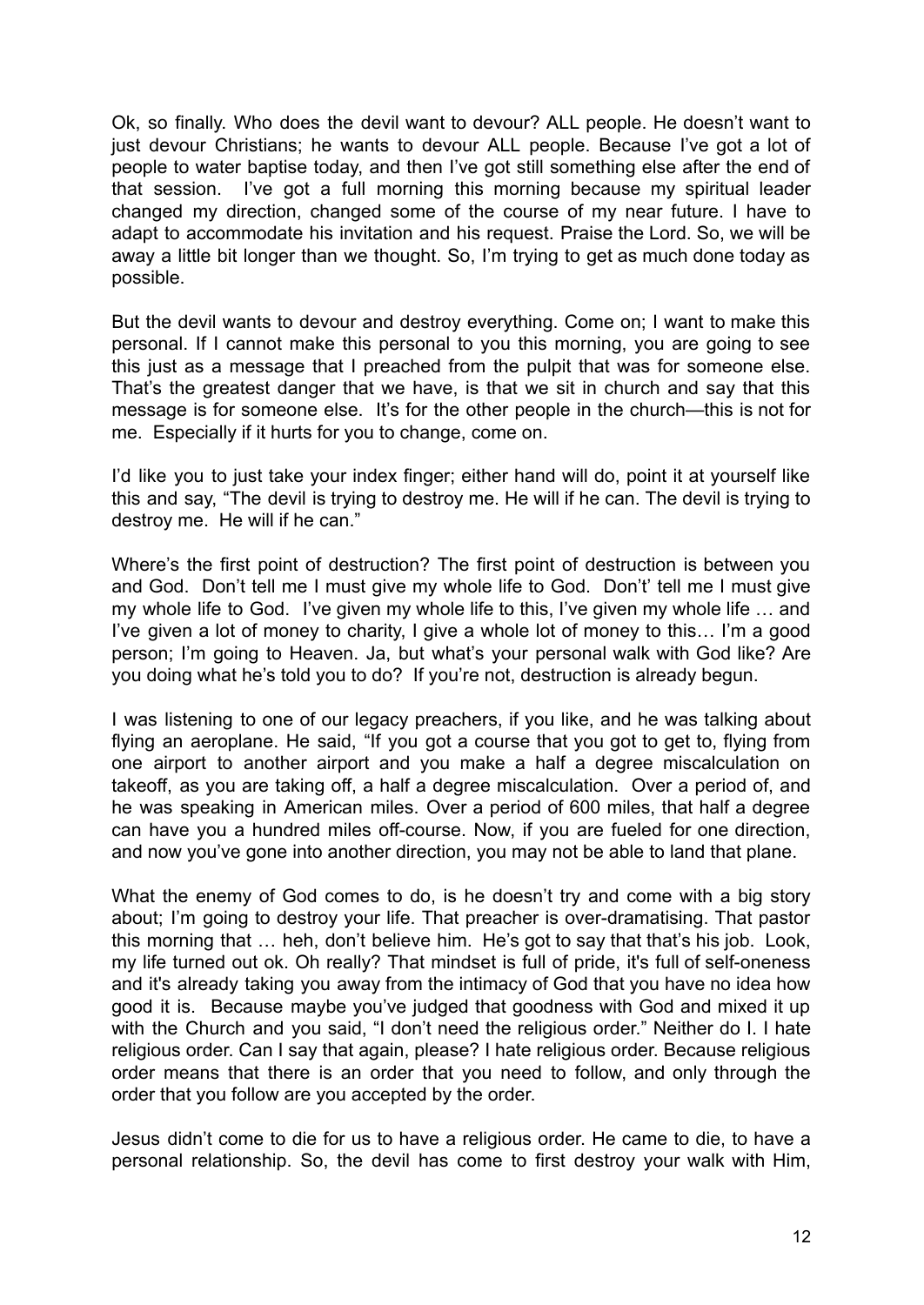Ok, so finally. Who does the devil want to devour? ALL people. He doesn't want to just devour Christians; he wants to devour ALL people. Because I've got a lot of people to water baptise today, and then I've got still something else after the end of that session. I've got a full morning this morning because my spiritual leader changed my direction, changed some of the course of my near future. I have to adapt to accommodate his invitation and his request. Praise the Lord. So, we will be away a little bit longer than we thought. So, I'm trying to get as much done today as possible.

But the devil wants to devour and destroy everything. Come on; I want to make this personal. If I cannot make this personal to you this morning, you are going to see this just as a message that I preached from the pulpit that was for someone else. That's the greatest danger that we have, is that we sit in church and say that this message is for someone else. It's for the other people in the church—this is not for me. Especially if it hurts for you to change, come on.

I'd like you to just take your index finger; either hand will do, point it at yourself like this and say, "The devil is trying to destroy me. He will if he can. The devil is trying to destroy me. He will if he can."

Where's the first point of destruction? The first point of destruction is between you and God. Don't tell me I must give my whole life to God. Don't' tell me I must give my whole life to God. I've given my whole life to this, I've given my whole life … and I've given a lot of money to charity, I give a whole lot of money to this… I'm a good person; I'm going to Heaven. Ja, but what's your personal walk with God like? Are you doing what he's told you to do? If you're not, destruction is already begun.

I was listening to one of our legacy preachers, if you like, and he was talking about flying an aeroplane. He said, "If you got a course that you got to get to, flying from one airport to another airport and you make a half a degree miscalculation on takeoff, as you are taking off, a half a degree miscalculation. Over a period of, and he was speaking in American miles. Over a period of 600 miles, that half a degree can have you a hundred miles off-course. Now, if you are fueled for one direction, and now you've gone into another direction, you may not be able to land that plane.

What the enemy of God comes to do, is he doesn't try and come with a big story about; I'm going to destroy your life. That preacher is over-dramatising. That pastor this morning that … heh, don't believe him. He's got to say that that's his job. Look, my life turned out ok. Oh really? That mindset is full of pride, it's full of self-oneness and it's already taking you away from the intimacy of God that you have no idea how good it is. Because maybe you've judged that goodness with God and mixed it up with the Church and you said, "I don't need the religious order." Neither do I. I hate religious order. Can I say that again, please? I hate religious order. Because religious order means that there is an order that you need to follow, and only through the order that you follow are you accepted by the order.

Jesus didn't come to die for us to have a religious order. He came to die, to have a personal relationship. So, the devil has come to first destroy your walk with Him,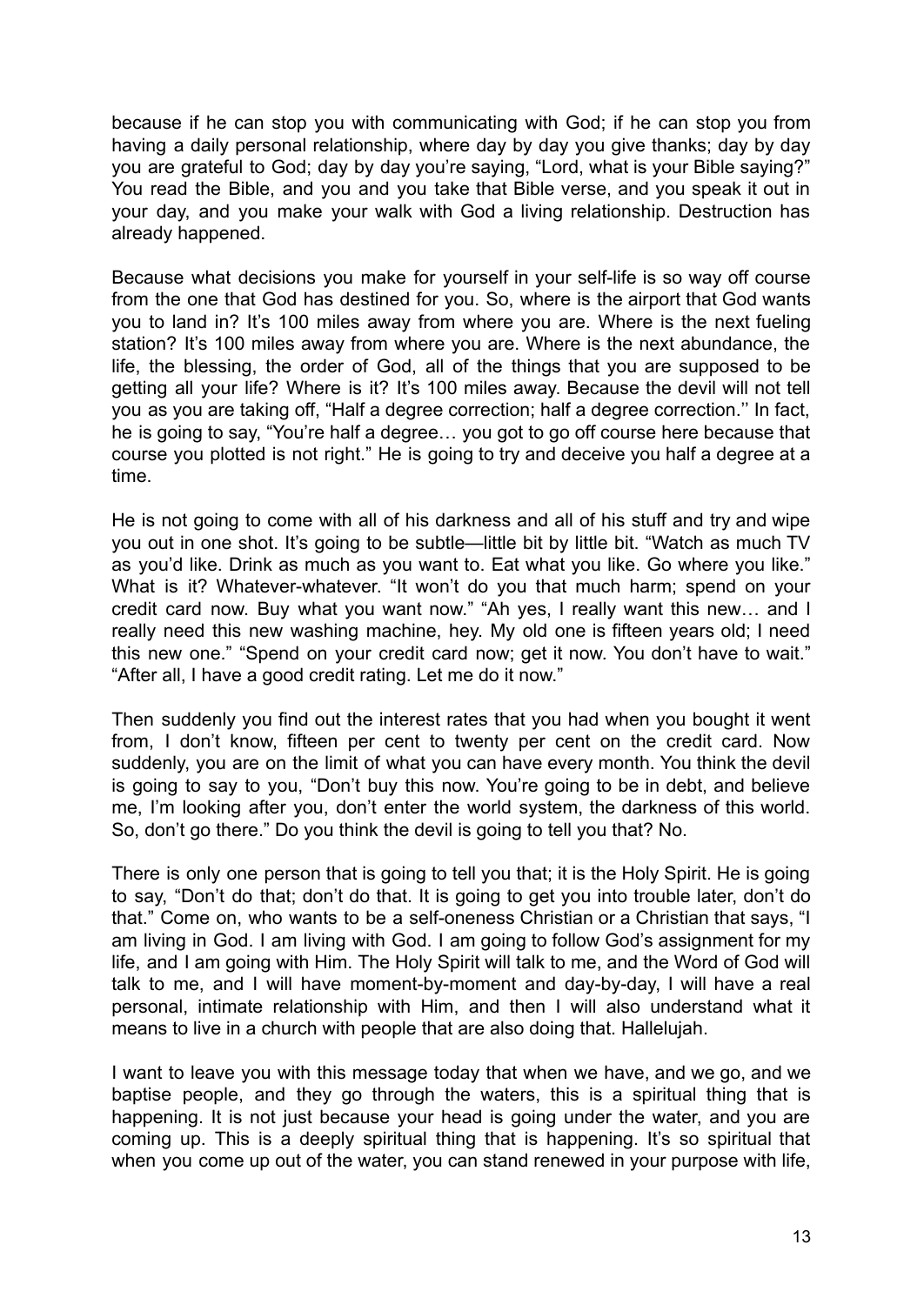because if he can stop you with communicating with God; if he can stop you from having a daily personal relationship, where day by day you give thanks; day by day you are grateful to God; day by day you're saying, "Lord, what is your Bible saying?" You read the Bible, and you and you take that Bible verse, and you speak it out in your day, and you make your walk with God a living relationship. Destruction has already happened.

Because what decisions you make for yourself in your self-life is so way off course from the one that God has destined for you. So, where is the airport that God wants you to land in? It's 100 miles away from where you are. Where is the next fueling station? It's 100 miles away from where you are. Where is the next abundance, the life, the blessing, the order of God, all of the things that you are supposed to be getting all your life? Where is it? It's 100 miles away. Because the devil will not tell you as you are taking off, "Half a degree correction; half a degree correction.'' In fact, he is going to say, "You're half a degree… you got to go off course here because that course you plotted is not right." He is going to try and deceive you half a degree at a time.

He is not going to come with all of his darkness and all of his stuff and try and wipe you out in one shot. It's going to be subtle—little bit by little bit. "Watch as much TV as you'd like. Drink as much as you want to. Eat what you like. Go where you like." What is it? Whatever-whatever. "It won't do you that much harm; spend on your credit card now. Buy what you want now." "Ah yes, I really want this new… and I really need this new washing machine, hey. My old one is fifteen years old; I need this new one." "Spend on your credit card now; get it now. You don't have to wait." "After all, I have a good credit rating. Let me do it now."

Then suddenly you find out the interest rates that you had when you bought it went from, I don't know, fifteen per cent to twenty per cent on the credit card. Now suddenly, you are on the limit of what you can have every month. You think the devil is going to say to you, "Don't buy this now. You're going to be in debt, and believe me, I'm looking after you, don't enter the world system, the darkness of this world. So, don't go there." Do you think the devil is going to tell you that? No.

There is only one person that is going to tell you that; it is the Holy Spirit. He is going to say, "Don't do that; don't do that. It is going to get you into trouble later, don't do that." Come on, who wants to be a self-oneness Christian or a Christian that says, "I am living in God. I am living with God. I am going to follow God's assignment for my life, and I am going with Him. The Holy Spirit will talk to me, and the Word of God will talk to me, and I will have moment-by-moment and day-by-day, I will have a real personal, intimate relationship with Him, and then I will also understand what it means to live in a church with people that are also doing that. Hallelujah.

I want to leave you with this message today that when we have, and we go, and we baptise people, and they go through the waters, this is a spiritual thing that is happening. It is not just because your head is going under the water, and you are coming up. This is a deeply spiritual thing that is happening. It's so spiritual that when you come up out of the water, you can stand renewed in your purpose with life,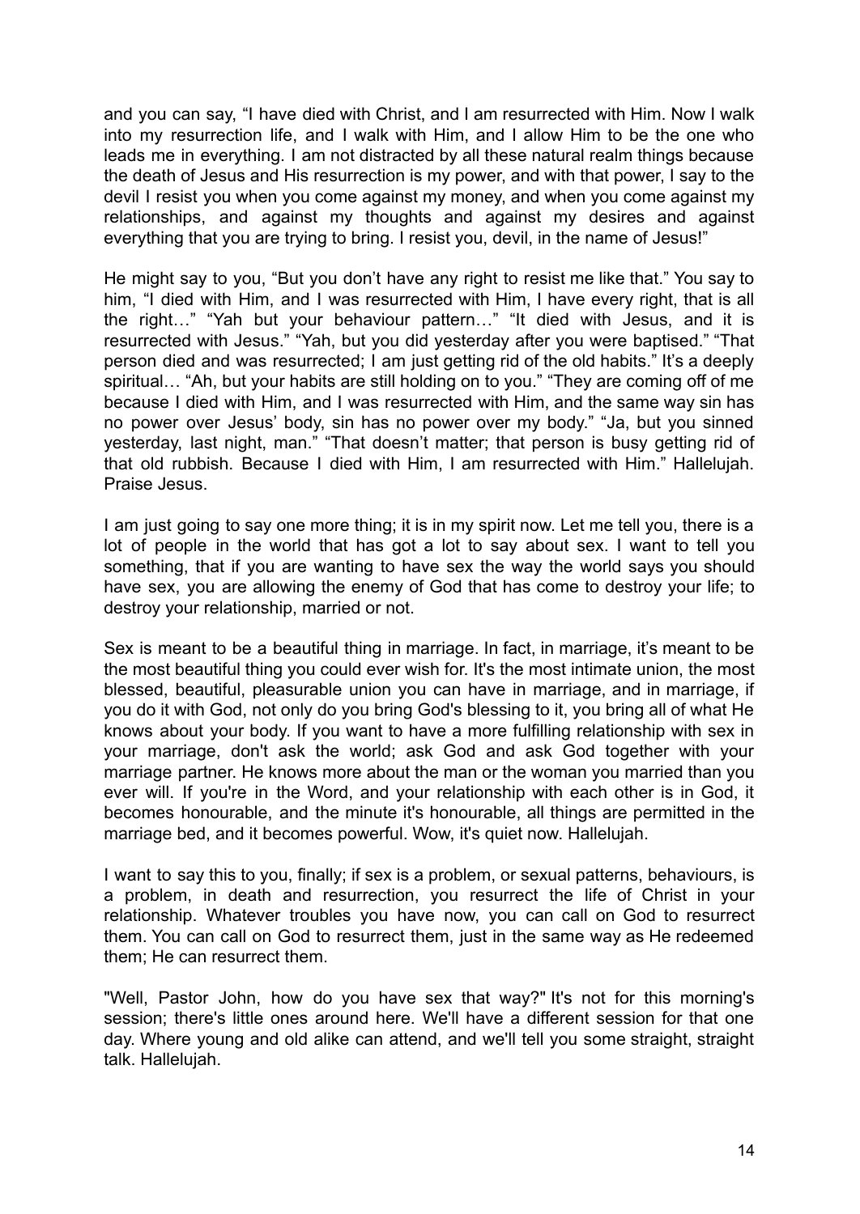and you can say, "I have died with Christ, and I am resurrected with Him. Now I walk into my resurrection life, and I walk with Him, and I allow Him to be the one who leads me in everything. I am not distracted by all these natural realm things because the death of Jesus and His resurrection is my power, and with that power, I say to the devil I resist you when you come against my money, and when you come against my relationships, and against my thoughts and against my desires and against everything that you are trying to bring. I resist you, devil, in the name of Jesus!"

He might say to you, "But you don't have any right to resist me like that." You say to him, "I died with Him, and I was resurrected with Him, I have every right, that is all the right…" "Yah but your behaviour pattern…" "It died with Jesus, and it is resurrected with Jesus." "Yah, but you did yesterday after you were baptised." "That person died and was resurrected; I am just getting rid of the old habits." It's a deeply spiritual… "Ah, but your habits are still holding on to you." "They are coming off of me because I died with Him, and I was resurrected with Him, and the same way sin has no power over Jesus' body, sin has no power over my body." "Ja, but you sinned yesterday, last night, man." "That doesn't matter; that person is busy getting rid of that old rubbish. Because I died with Him, I am resurrected with Him." Hallelujah. Praise Jesus.

I am just going to say one more thing; it is in my spirit now. Let me tell you, there is a lot of people in the world that has got a lot to say about sex. I want to tell you something, that if you are wanting to have sex the way the world says you should have sex, you are allowing the enemy of God that has come to destroy your life; to destroy your relationship, married or not.

Sex is meant to be a beautiful thing in marriage. In fact, in marriage, it's meant to be the most beautiful thing you could ever wish for. It's the most intimate union, the most blessed, beautiful, pleasurable union you can have in marriage, and in marriage, if you do it with God, not only do you bring God's blessing to it, you bring all of what He knows about your body. If you want to have a more fulfilling relationship with sex in your marriage, don't ask the world; ask God and ask God together with your marriage partner. He knows more about the man or the woman you married than you ever will. If you're in the Word, and your relationship with each other is in God, it becomes honourable, and the minute it's honourable, all things are permitted in the marriage bed, and it becomes powerful. Wow, it's quiet now. Hallelujah.

I want to say this to you, finally; if sex is a problem, or sexual patterns, behaviours, is a problem, in death and resurrection, you resurrect the life of Christ in your relationship. Whatever troubles you have now, you can call on God to resurrect them. You can call on God to resurrect them, just in the same way as He redeemed them; He can resurrect them.

"Well, Pastor John, how do you have sex that way?" It's not for this morning's session; there's little ones around here. We'll have a different session for that one day. Where young and old alike can attend, and we'll tell you some straight, straight talk. Hallelujah.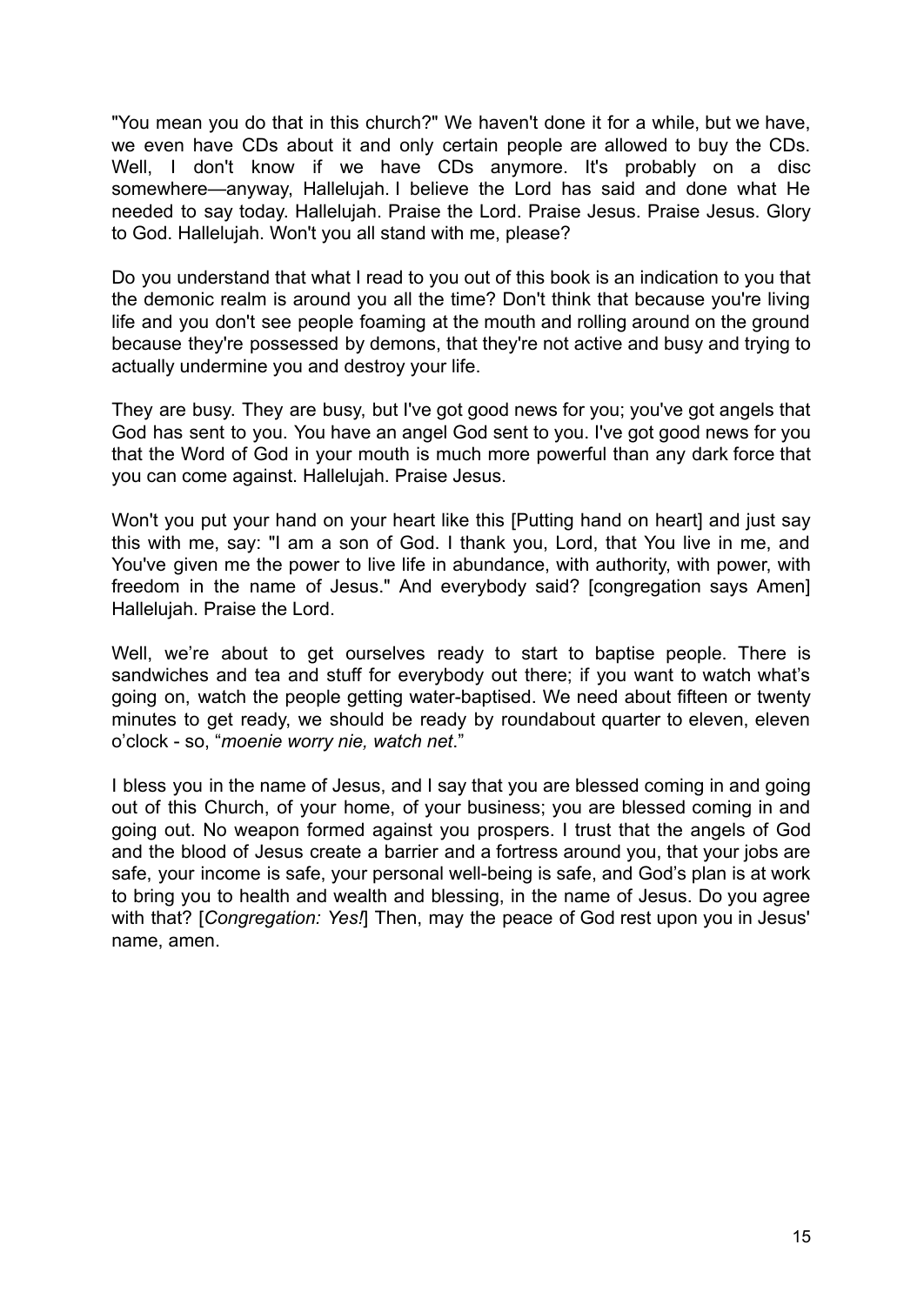"You mean you do that in this church?" We haven't done it for a while, but we have, we even have CDs about it and only certain people are allowed to buy the CDs. Well, I don't know if we have CDs anymore. It's probably on a disc somewhere—anyway, Hallelujah. I believe the Lord has said and done what He needed to say today. Hallelujah. Praise the Lord. Praise Jesus. Praise Jesus. Glory to God. Hallelujah. Won't you all stand with me, please?

Do you understand that what I read to you out of this book is an indication to you that the demonic realm is around you all the time? Don't think that because you're living life and you don't see people foaming at the mouth and rolling around on the ground because they're possessed by demons, that they're not active and busy and trying to actually undermine you and destroy your life.

They are busy. They are busy, but I've got good news for you; you've got angels that God has sent to you. You have an angel God sent to you. I've got good news for you that the Word of God in your mouth is much more powerful than any dark force that you can come against. Hallelujah. Praise Jesus.

Won't you put your hand on your heart like this [Putting hand on heart] and just say this with me, say: "I am a son of God. I thank you, Lord, that You live in me, and You've given me the power to live life in abundance, with authority, with power, with freedom in the name of Jesus." And everybody said? [congregation says Amen] Hallelujah. Praise the Lord.

Well, we're about to get ourselves ready to start to baptise people. There is sandwiches and tea and stuff for everybody out there; if you want to watch what's going on, watch the people getting water-baptised. We need about fifteen or twenty minutes to get ready, we should be ready by roundabout quarter to eleven, eleven o'clock - so, "*moenie worry nie, watch net*."

I bless you in the name of Jesus, and I say that you are blessed coming in and going out of this Church, of your home, of your business; you are blessed coming in and going out. No weapon formed against you prospers. I trust that the angels of God and the blood of Jesus create a barrier and a fortress around you, that your jobs are safe, your income is safe, your personal well-being is safe, and God's plan is at work to bring you to health and wealth and blessing, in the name of Jesus. Do you agree with that? [*Congregation: Yes!*] Then, may the peace of God rest upon you in Jesus' name, amen.